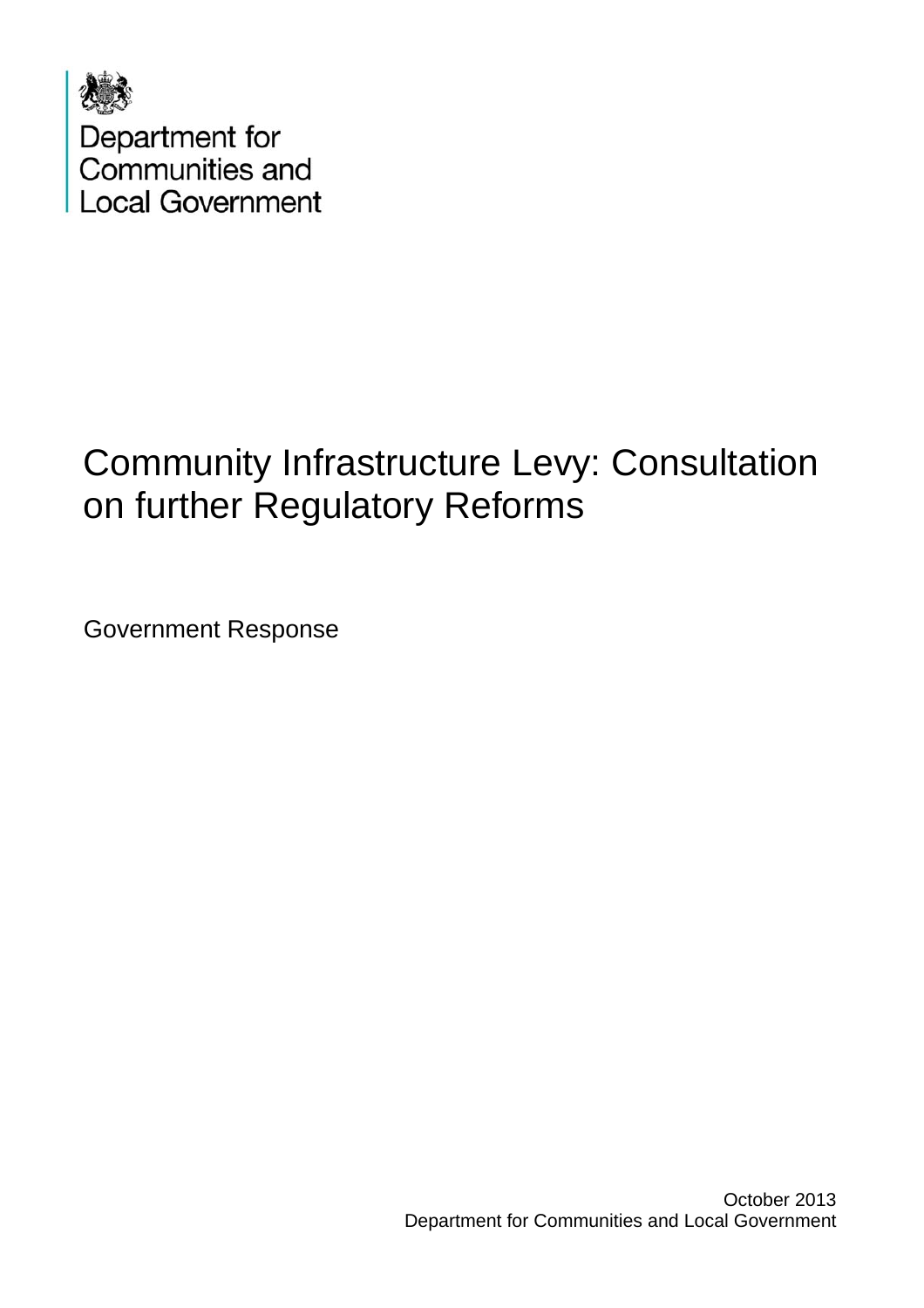Department for Communities and Local Government

# Community Infrastructure Levy: Consultation on further Regulatory Reforms

Government Response

October 2013
Department for Communities and Local Government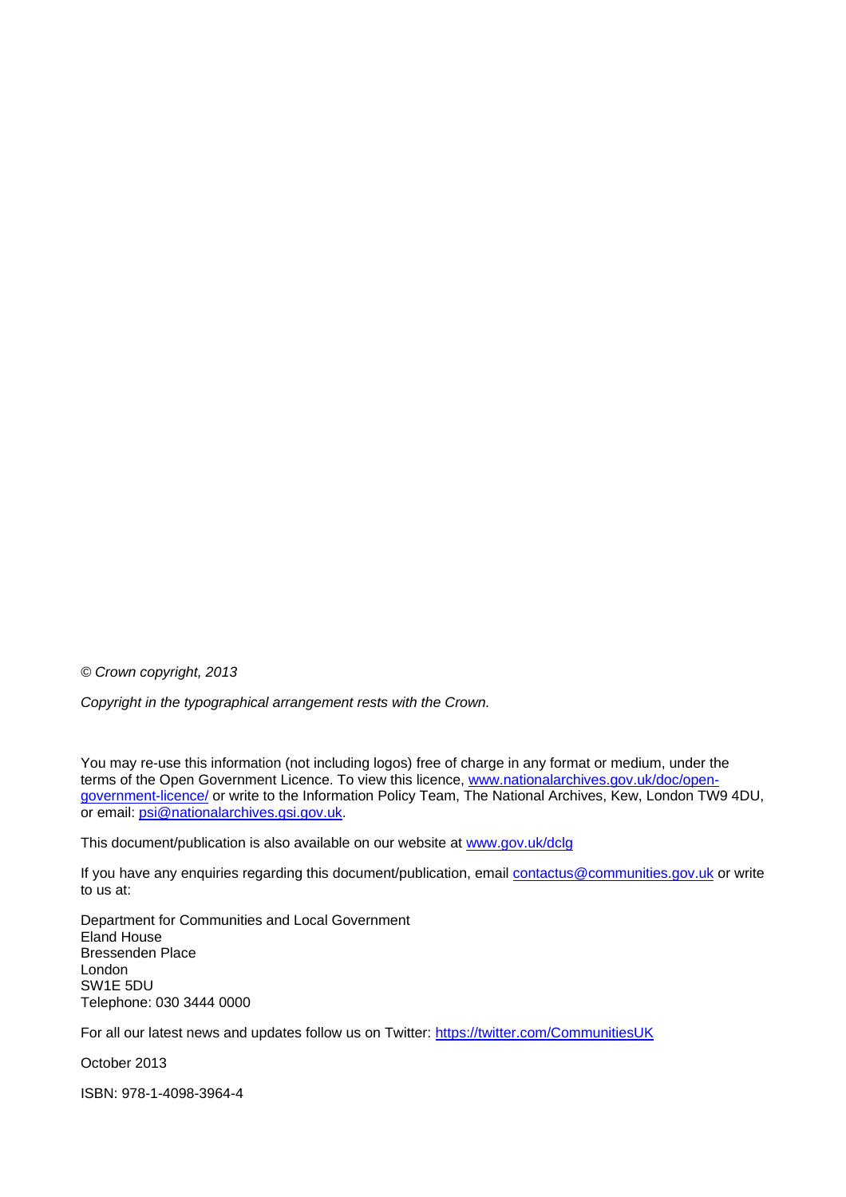*© Crown copyright, 2013*

*Copyright in the typographical arrangement rests with the Crown.*

You may re-use this information (not including logos) free of charge in any format or medium, under the terms of the Open Government Licence. To view this licence, [www.nationalarchives.gov.uk/doc/open-government-licence/](http://www.nationalarchives.gov.uk/doc/open-government-licence/) or write to the Information Policy Team, The National Archives, Kew, London TW9 4DU, or email: [psi@nationalarchives.gsi.gov.uk](mailto:psi@nationalarchives.gsi.gov.uk).

This document/publication is also available on our website at [www.gov.uk/dclg](http://www.gov.uk/dclg)

If you have any enquiries regarding this document/publication, email [contactus@communities.gov.uk](mailto:contactus@communities.gov.uk) or write to us at:

Department for Communities and Local Government
Eland House
Bressenden Place
London
SW1E 5DU
Telephone: 030 3444 0000

For all our latest news and updates follow us on Twitter: [https://twitter.com/CommunitiesUK](https://twitter.com/CommunitiesUK)

October 2013

ISBN: 978-1-4098-3964-4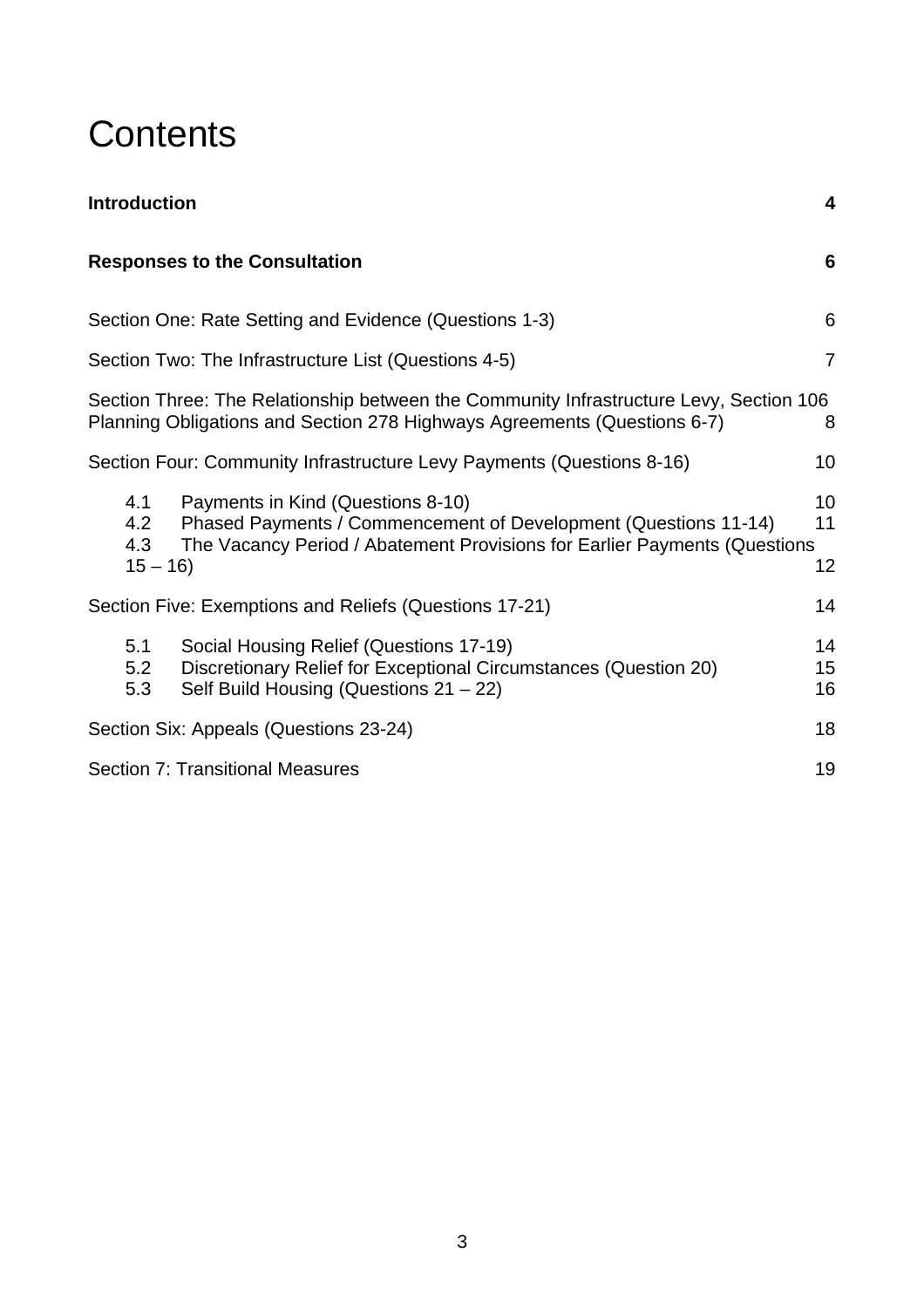# Contents

| | |
|---|---|
| **Introduction** | **4** |
| **Responses to the Consultation** | **6** |
| Section One: Rate Setting and Evidence (Questions 1-3) | 6 |
| Section Two: The Infrastructure List (Questions 4-5) | 7 |
| Section Three: The Relationship between the Community Infrastructure Levy, Section 106 Planning Obligations and Section 278 Highways Agreements (Questions 6-7) | 8 |
| Section Four: Community Infrastructure Levy Payments (Questions 8-16) | 10 |
| 4.1 Payments in Kind (Questions 8-10) | 10 |
| 4.2 Phased Payments / Commencement of Development (Questions 11-14) | 11 |
| 4.3 The Vacancy Period / Abatement Provisions for Earlier Payments (Questions 15 – 16) | 12 |
| Section Five: Exemptions and Reliefs (Questions 17-21) | 14 |
| 5.1 Social Housing Relief (Questions 17-19) | 14 |
| 5.2 Discretionary Relief for Exceptional Circumstances (Question 20) | 15 |
| 5.3 Self Build Housing (Questions 21 – 22) | 16 |
| Section Six: Appeals (Questions 23-24) | 18 |
| Section 7: Transitional Measures | 19 |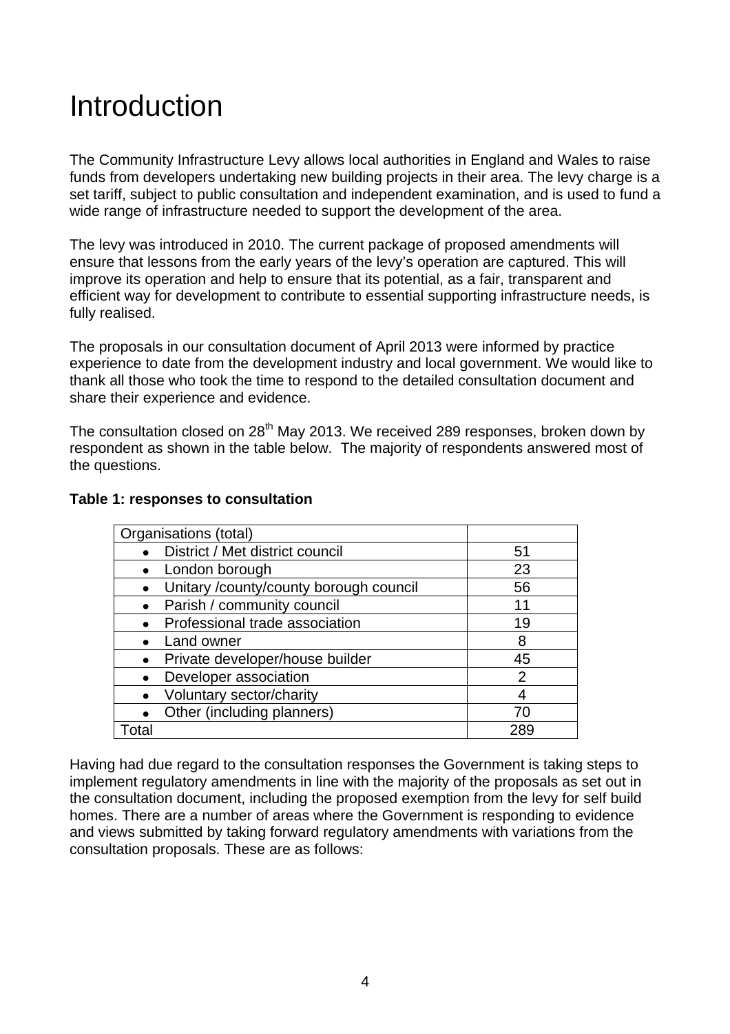# Introduction

The Community Infrastructure Levy allows local authorities in England and Wales to raise funds from developers undertaking new building projects in their area. The levy charge is a set tariff, subject to public consultation and independent examination, and is used to fund a wide range of infrastructure needed to support the development of the area.

The levy was introduced in 2010. The current package of proposed amendments will ensure that lessons from the early years of the levy's operation are captured. This will improve its operation and help to ensure that its potential, as a fair, transparent and efficient way for development to contribute to essential supporting infrastructure needs, is fully realised.

The proposals in our consultation document of April 2013 were informed by practice experience to date from the development industry and local government. We would like to thank all those who took the time to respond to the detailed consultation document and share their experience and evidence.

The consultation closed on 28th May 2013. We received 289 responses, broken down by respondent as shown in the table below. The majority of respondents answered most of the questions.

**Table 1: responses to consultation**

| Organisations (total) | |
|---|---|
| • District / Met district council | 51 |
| • London borough | 23 |
| • Unitary /county/county borough council | 56 |
| • Parish / community council | 11 |
| • Professional trade association | 19 |
| • Land owner | 8 |
| • Private developer/house builder | 45 |
| • Developer association | 2 |
| • Voluntary sector/charity | 4 |
| • Other (including planners) | 70 |
| Total | 289 |

Having had due regard to the consultation responses the Government is taking steps to implement regulatory amendments in line with the majority of the proposals as set out in the consultation document, including the proposed exemption from the levy for self build homes. There are a number of areas where the Government is responding to evidence and views submitted by taking forward regulatory amendments with variations from the consultation proposals. These are as follows: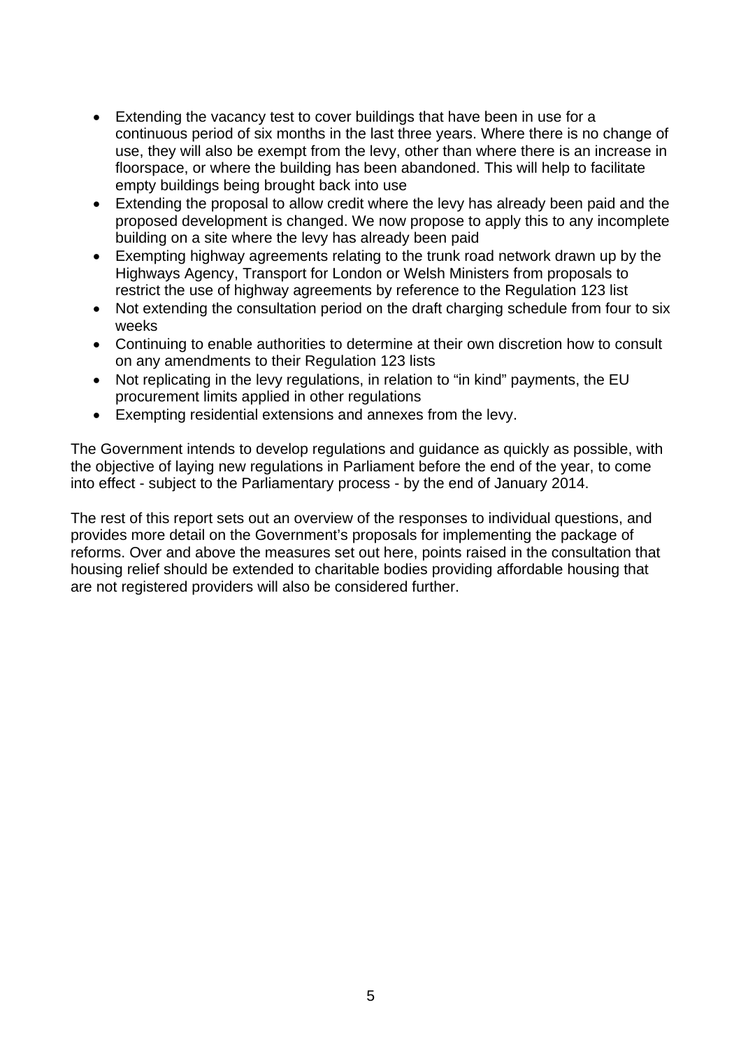- Extending the vacancy test to cover buildings that have been in use for a continuous period of six months in the last three years. Where there is no change of use, they will also be exempt from the levy, other than where there is an increase in floorspace, or where the building has been abandoned. This will help to facilitate empty buildings being brought back into use
- Extending the proposal to allow credit where the levy has already been paid and the proposed development is changed. We now propose to apply this to any incomplete building on a site where the levy has already been paid
- Exempting highway agreements relating to the trunk road network drawn up by the Highways Agency, Transport for London or Welsh Ministers from proposals to restrict the use of highway agreements by reference to the Regulation 123 list
- Not extending the consultation period on the draft charging schedule from four to six weeks
- Continuing to enable authorities to determine at their own discretion how to consult on any amendments to their Regulation 123 lists
- Not replicating in the levy regulations, in relation to "in kind" payments, the EU procurement limits applied in other regulations
- Exempting residential extensions and annexes from the levy.

The Government intends to develop regulations and guidance as quickly as possible, with the objective of laying new regulations in Parliament before the end of the year, to come into effect - subject to the Parliamentary process - by the end of January 2014.

The rest of this report sets out an overview of the responses to individual questions, and provides more detail on the Government's proposals for implementing the package of reforms. Over and above the measures set out here, points raised in the consultation that housing relief should be extended to charitable bodies providing affordable housing that are not registered providers will also be considered further.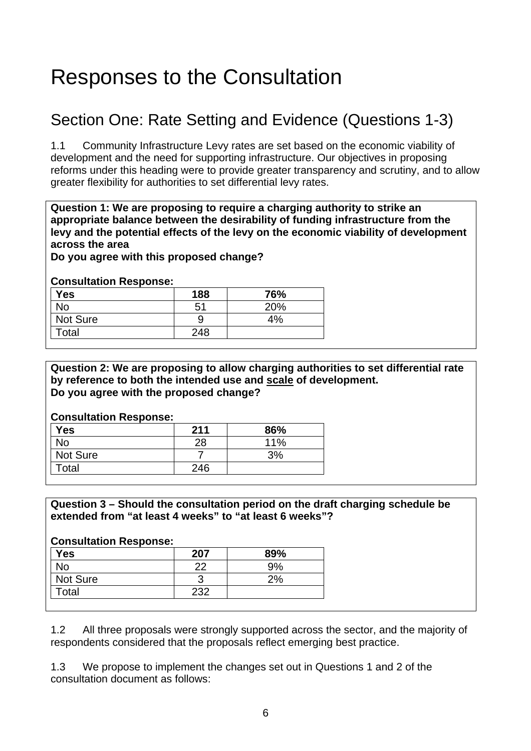# Responses to the Consultation

## Section One: Rate Setting and Evidence (Questions 1-3)

1.1 Community Infrastructure Levy rates are set based on the economic viability of development and the need for supporting infrastructure. Our objectives in proposing reforms under this heading were to provide greater transparency and scrutiny, and to allow greater flexibility for authorities to set differential levy rates.

**Question 1: We are proposing to require a charging authority to strike an appropriate balance between the desirability of funding infrastructure from the levy and the potential effects of the levy on the economic viability of development across the area**
**Do you agree with this proposed change?**

**Consultation Response:**

| **Yes** | **188** | **76%** |
|---|---|---|
| No | 51 | 20% |
| Not Sure | 9 | 4% |
| Total | 248 | |

**Question 2: We are proposing to allow charging authorities to set differential rate by reference to both the intended use and <u>scale</u> of development.**
**Do you agree with the proposed change?**

**Consultation Response:**

| **Yes** | **211** | **86%** |
|---|---|---|
| No | 28 | 11% |
| Not Sure | 7 | 3% |
| Total | 246 | |

**Question 3 – Should the consultation period on the draft charging schedule be extended from "at least 4 weeks" to "at least 6 weeks"?**

**Consultation Response:**

| **Yes** | **207** | **89%** |
|---|---|---|
| No | 22 | 9% |
| Not Sure | 3 | 2% |
| Total | 232 | |

1.2 All three proposals were strongly supported across the sector, and the majority of respondents considered that the proposals reflect emerging best practice.

1.3 We propose to implement the changes set out in Questions 1 and 2 of the consultation document as follows: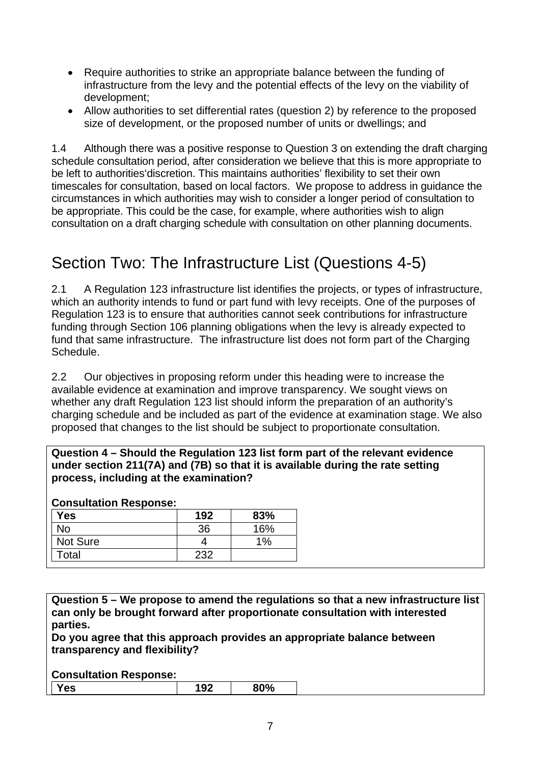- Require authorities to strike an appropriate balance between the funding of infrastructure from the levy and the potential effects of the levy on the viability of development;
- Allow authorities to set differential rates (question 2) by reference to the proposed size of development, or the proposed number of units or dwellings; and

1.4 Although there was a positive response to Question 3 on extending the draft charging schedule consultation period, after consideration we believe that this is more appropriate to be left to authorities'discretion. This maintains authorities' flexibility to set their own timescales for consultation, based on local factors. We propose to address in guidance the circumstances in which authorities may wish to consider a longer period of consultation to be appropriate. This could be the case, for example, where authorities wish to align consultation on a draft charging schedule with consultation on other planning documents.

## Section Two: The Infrastructure List (Questions 4-5)

2.1 A Regulation 123 infrastructure list identifies the projects, or types of infrastructure, which an authority intends to fund or part fund with levy receipts. One of the purposes of Regulation 123 is to ensure that authorities cannot seek contributions for infrastructure funding through Section 106 planning obligations when the levy is already expected to fund that same infrastructure. The infrastructure list does not form part of the Charging Schedule.

2.2 Our objectives in proposing reform under this heading were to increase the available evidence at examination and improve transparency. We sought views on whether any draft Regulation 123 list should inform the preparation of an authority's charging schedule and be included as part of the evidence at examination stage. We also proposed that changes to the list should be subject to proportionate consultation.

**Question 4 – Should the Regulation 123 list form part of the relevant evidence under section 211(7A) and (7B) so that it is available during the rate setting process, including at the examination?**

**Consultation Response:**

| **Yes** | **192** | **83%** |
|---|---|---|
| No | 36 | 16% |
| Not Sure | 4 | 1% |
| Total | 232 | |

**Question 5 – We propose to amend the regulations so that a new infrastructure list can only be brought forward after proportionate consultation with interested parties.**
**Do you agree that this approach provides an appropriate balance between transparency and flexibility?**

**Consultation Response:**

| **Yes** | **192** | **80%** |
|---|---|---|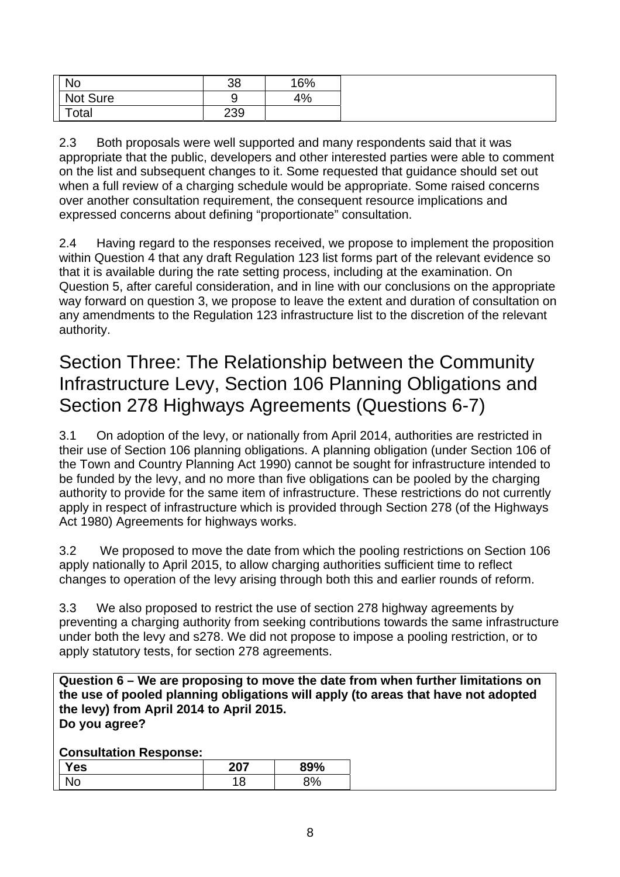| No | 38 | 16% |
|---|---|---|
| Not Sure | 9 | 4% |
| Total | 239 | |

2.3 Both proposals were well supported and many respondents said that it was appropriate that the public, developers and other interested parties were able to comment on the list and subsequent changes to it. Some requested that guidance should set out when a full review of a charging schedule would be appropriate. Some raised concerns over another consultation requirement, the consequent resource implications and expressed concerns about defining "proportionate" consultation.

2.4 Having regard to the responses received, we propose to implement the proposition within Question 4 that any draft Regulation 123 list forms part of the relevant evidence so that it is available during the rate setting process, including at the examination. On Question 5, after careful consideration, and in line with our conclusions on the appropriate way forward on question 3, we propose to leave the extent and duration of consultation on any amendments to the Regulation 123 infrastructure list to the discretion of the relevant authority.

## Section Three: The Relationship between the Community Infrastructure Levy, Section 106 Planning Obligations and Section 278 Highways Agreements (Questions 6-7)

3.1 On adoption of the levy, or nationally from April 2014, authorities are restricted in their use of Section 106 planning obligations. A planning obligation (under Section 106 of the Town and Country Planning Act 1990) cannot be sought for infrastructure intended to be funded by the levy, and no more than five obligations can be pooled by the charging authority to provide for the same item of infrastructure. These restrictions do not currently apply in respect of infrastructure which is provided through Section 278 (of the Highways Act 1980) Agreements for highways works.

3.2 We proposed to move the date from which the pooling restrictions on Section 106 apply nationally to April 2015, to allow charging authorities sufficient time to reflect changes to operation of the levy arising through both this and earlier rounds of reform.

3.3 We also proposed to restrict the use of section 278 highway agreements by preventing a charging authority from seeking contributions towards the same infrastructure under both the levy and s278. We did not propose to impose a pooling restriction, or to apply statutory tests, for section 278 agreements.

**Question 6 – We are proposing to move the date from when further limitations on the use of pooled planning obligations will apply (to areas that have not adopted the levy) from April 2014 to April 2015.**
**Do you agree?**

**Consultation Response:**

| **Yes** | **207** | **89%** |
|---|---|---|
| No | 18 | 8% |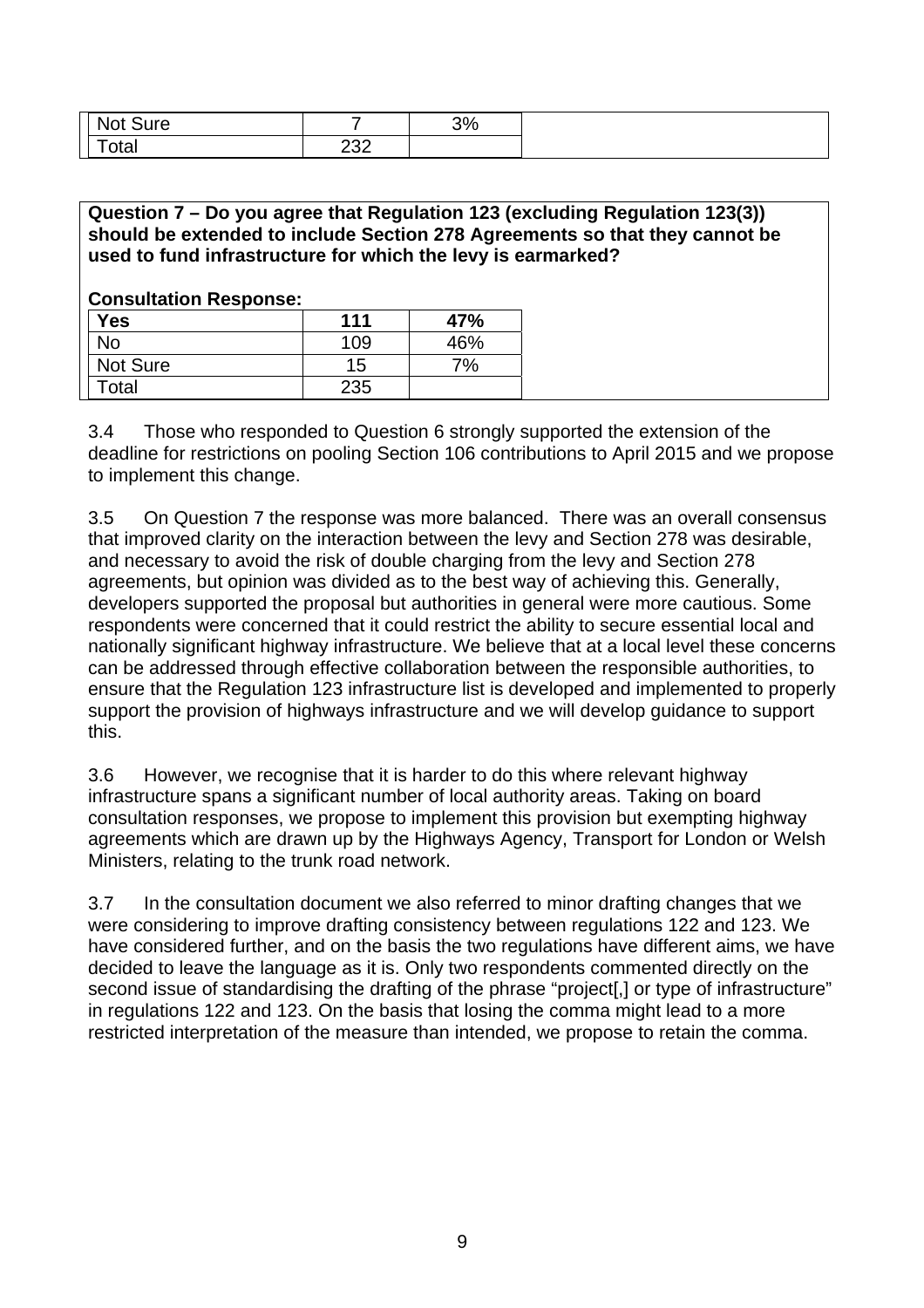| Not Sure | 7 | 3% |
|---|---|---|
| Total | 232 | |

**Question 7 – Do you agree that Regulation 123 (excluding Regulation 123(3)) should be extended to include Section 278 Agreements so that they cannot be used to fund infrastructure for which the levy is earmarked?**

**Consultation Response:**

| Yes | 111 | 47% |
|---|---|---|
| No | 109 | 46% |
| Not Sure | 15 | 7% |
| Total | 235 | |

3.4 Those who responded to Question 6 strongly supported the extension of the deadline for restrictions on pooling Section 106 contributions to April 2015 and we propose to implement this change.

3.5 On Question 7 the response was more balanced. There was an overall consensus that improved clarity on the interaction between the levy and Section 278 was desirable, and necessary to avoid the risk of double charging from the levy and Section 278 agreements, but opinion was divided as to the best way of achieving this. Generally, developers supported the proposal but authorities in general were more cautious. Some respondents were concerned that it could restrict the ability to secure essential local and nationally significant highway infrastructure. We believe that at a local level these concerns can be addressed through effective collaboration between the responsible authorities, to ensure that the Regulation 123 infrastructure list is developed and implemented to properly support the provision of highways infrastructure and we will develop guidance to support this.

3.6 However, we recognise that it is harder to do this where relevant highway infrastructure spans a significant number of local authority areas. Taking on board consultation responses, we propose to implement this provision but exempting highway agreements which are drawn up by the Highways Agency, Transport for London or Welsh Ministers, relating to the trunk road network.

3.7 In the consultation document we also referred to minor drafting changes that we were considering to improve drafting consistency between regulations 122 and 123. We have considered further, and on the basis the two regulations have different aims, we have decided to leave the language as it is. Only two respondents commented directly on the second issue of standardising the drafting of the phrase "project[,] or type of infrastructure" in regulations 122 and 123. On the basis that losing the comma might lead to a more restricted interpretation of the measure than intended, we propose to retain the comma.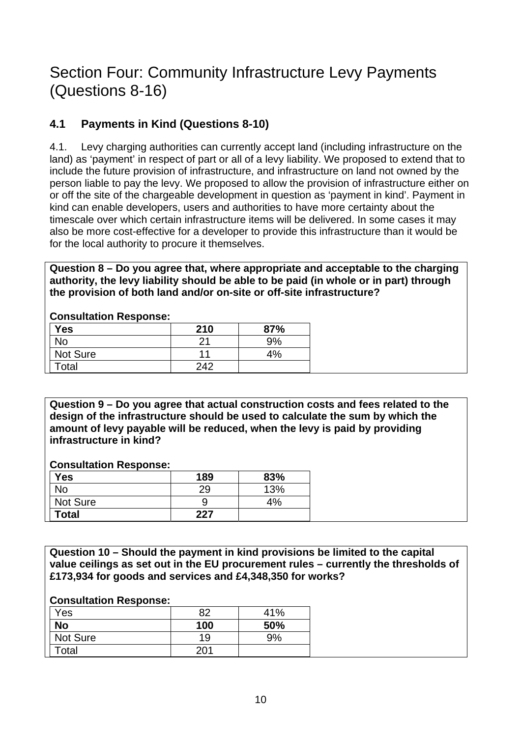# Section Four: Community Infrastructure Levy Payments (Questions 8-16)

## 4.1 Payments in Kind (Questions 8-10)

4.1. Levy charging authorities can currently accept land (including infrastructure on the land) as 'payment' in respect of part or all of a levy liability. We proposed to extend that to include the future provision of infrastructure, and infrastructure on land not owned by the person liable to pay the levy. We proposed to allow the provision of infrastructure either on or off the site of the chargeable development in question as 'payment in kind'. Payment in kind can enable developers, users and authorities to have more certainty about the timescale over which certain infrastructure items will be delivered. In some cases it may also be more cost-effective for a developer to provide this infrastructure than it would be for the local authority to procure it themselves.

**Question 8 – Do you agree that, where appropriate and acceptable to the charging authority, the levy liability should be able to be paid (in whole or in part) through the provision of both land and/or on-site or off-site infrastructure?**

**Consultation Response:**

| **Yes** | **210** | **87%** |
|---|---|---|
| No | 21 | 9% |
| Not Sure | 11 | 4% |
| Total | 242 | |

**Question 9 – Do you agree that actual construction costs and fees related to the design of the infrastructure should be used to calculate the sum by which the amount of levy payable will be reduced, when the levy is paid by providing infrastructure in kind?**

**Consultation Response:**

| **Yes** | **189** | **83%** |
|---|---|---|
| No | 29 | 13% |
| Not Sure | 9 | 4% |
| **Total** | **227** | |

**Question 10 – Should the payment in kind provisions be limited to the capital value ceilings as set out in the EU procurement rules – currently the thresholds of £173,934 for goods and services and £4,348,350 for works?**

**Consultation Response:**

| Yes | 82 | 41% |
|---|---|---|
| **No** | **100** | **50%** |
| Not Sure | 19 | 9% |
| Total | 201 | |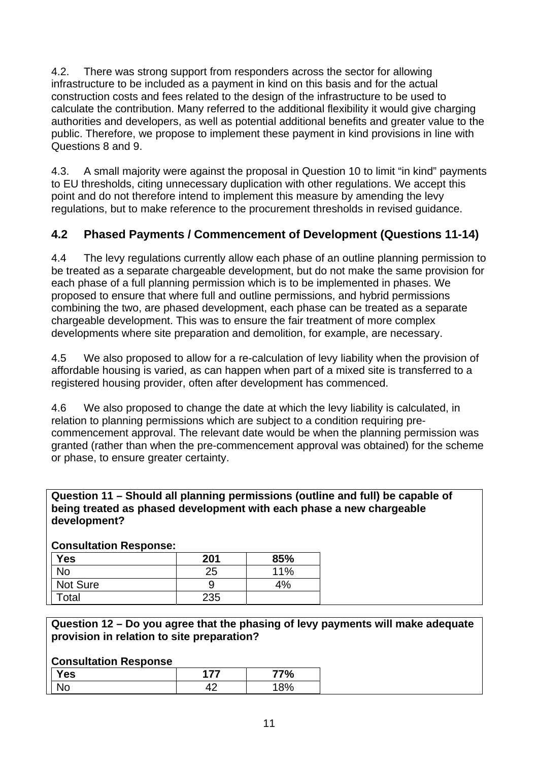4.2. There was strong support from responders across the sector for allowing infrastructure to be included as a payment in kind on this basis and for the actual construction costs and fees related to the design of the infrastructure to be used to calculate the contribution. Many referred to the additional flexibility it would give charging authorities and developers, as well as potential additional benefits and greater value to the public. Therefore, we propose to implement these payment in kind provisions in line with Questions 8 and 9.

4.3. A small majority were against the proposal in Question 10 to limit "in kind" payments to EU thresholds, citing unnecessary duplication with other regulations. We accept this point and do not therefore intend to implement this measure by amending the levy regulations, but to make reference to the procurement thresholds in revised guidance.

## 4.2 Phased Payments / Commencement of Development (Questions 11-14)

4.4 The levy regulations currently allow each phase of an outline planning permission to be treated as a separate chargeable development, but do not make the same provision for each phase of a full planning permission which is to be implemented in phases. We proposed to ensure that where full and outline permissions, and hybrid permissions combining the two, are phased development, each phase can be treated as a separate chargeable development. This was to ensure the fair treatment of more complex developments where site preparation and demolition, for example, are necessary.

4.5 We also proposed to allow for a re-calculation of levy liability when the provision of affordable housing is varied, as can happen when part of a mixed site is transferred to a registered housing provider, often after development has commenced.

4.6 We also proposed to change the date at which the levy liability is calculated, in relation to planning permissions which are subject to a condition requiring pre-commencement approval. The relevant date would be when the planning permission was granted (rather than when the pre-commencement approval was obtained) for the scheme or phase, to ensure greater certainty.

**Question 11 – Should all planning permissions (outline and full) be capable of being treated as phased development with each phase a new chargeable development?**

**Consultation Response:**

| **Yes** | **201** | **85%** |
|---|---|---|
| No | 25 | 11% |
| Not Sure | 9 | 4% |
| Total | 235 | |

**Question 12 – Do you agree that the phasing of levy payments will make adequate provision in relation to site preparation?**

**Consultation Response**

| **Yes** | **177** | **77%** |
|---|---|---|
| No | 42 | 18% |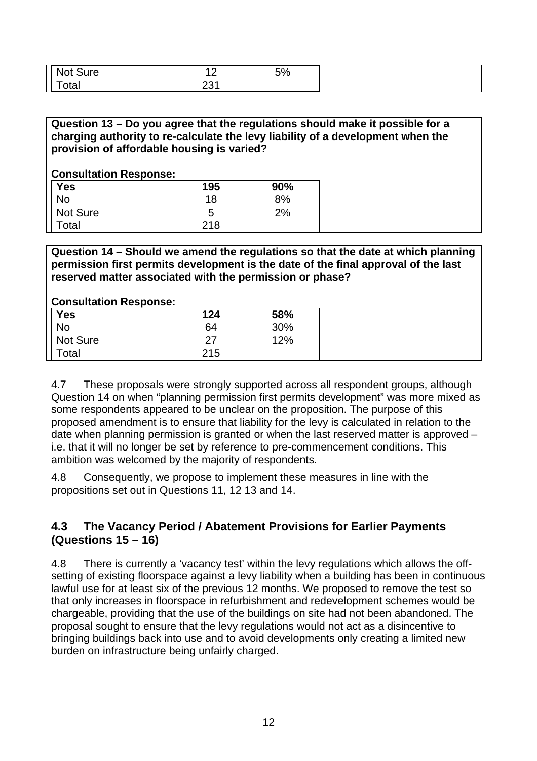| | | |
|---|---|---|
| Not Sure | 12 | 5% |
| Total | 231 | |

**Question 13 – Do you agree that the regulations should make it possible for a charging authority to re-calculate the levy liability of a development when the provision of affordable housing is varied?**

**Consultation Response:**

| Yes | 195 | 90% |
|---|---|---|
| No | 18 | 8% |
| Not Sure | 5 | 2% |
| Total | 218 | |

**Question 14 – Should we amend the regulations so that the date at which planning permission first permits development is the date of the final approval of the last reserved matter associated with the permission or phase?**

**Consultation Response:**

| Yes | 124 | 58% |
|---|---|---|
| No | 64 | 30% |
| Not Sure | 27 | 12% |
| Total | 215 | |

4.7 These proposals were strongly supported across all respondent groups, although Question 14 on when "planning permission first permits development" was more mixed as some respondents appeared to be unclear on the proposition. The purpose of this proposed amendment is to ensure that liability for the levy is calculated in relation to the date when planning permission is granted or when the last reserved matter is approved – i.e. that it will no longer be set by reference to pre-commencement conditions. This ambition was welcomed by the majority of respondents.

4.8 Consequently, we propose to implement these measures in line with the propositions set out in Questions 11, 12 13 and 14.

## 4.3 The Vacancy Period / Abatement Provisions for Earlier Payments (Questions 15 – 16)

4.8 There is currently a 'vacancy test' within the levy regulations which allows the off-setting of existing floorspace against a levy liability when a building has been in continuous lawful use for at least six of the previous 12 months. We proposed to remove the test so that only increases in floorspace in refurbishment and redevelopment schemes would be chargeable, providing that the use of the buildings on site had not been abandoned. The proposal sought to ensure that the levy regulations would not act as a disincentive to bringing buildings back into use and to avoid developments only creating a limited new burden on infrastructure being unfairly charged.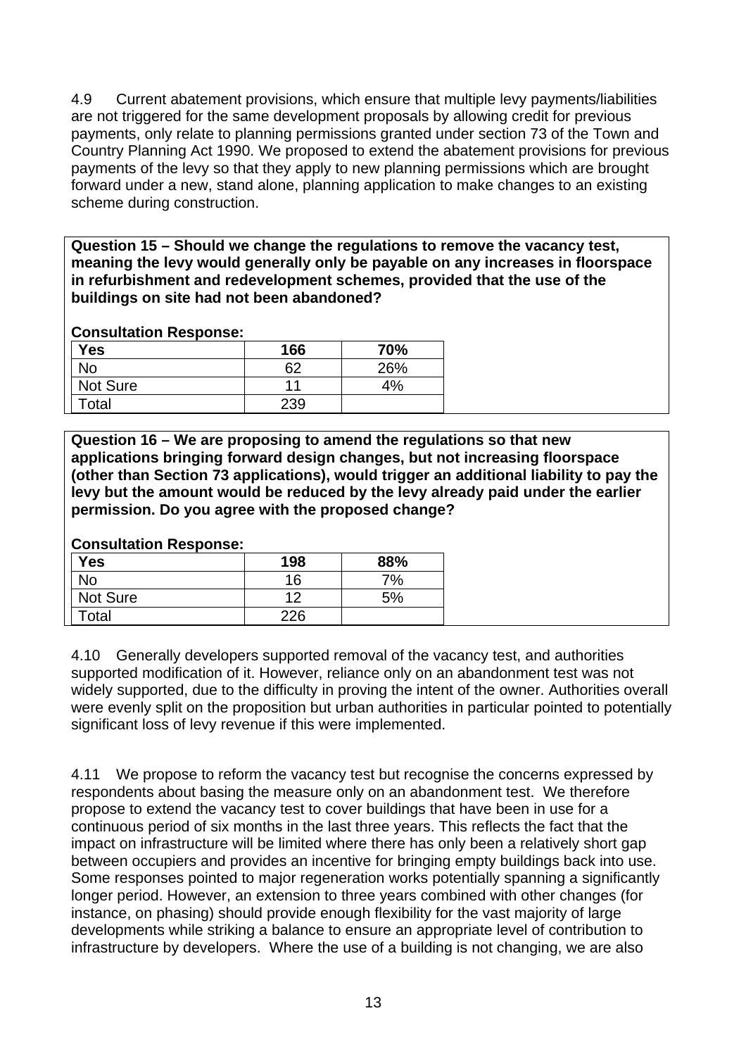4.9 Current abatement provisions, which ensure that multiple levy payments/liabilities are not triggered for the same development proposals by allowing credit for previous payments, only relate to planning permissions granted under section 73 of the Town and Country Planning Act 1990. We proposed to extend the abatement provisions for previous payments of the levy so that they apply to new planning permissions which are brought forward under a new, stand alone, planning application to make changes to an existing scheme during construction.

**Question 15 – Should we change the regulations to remove the vacancy test, meaning the levy would generally only be payable on any increases in floorspace in refurbishment and redevelopment schemes, provided that the use of the buildings on site had not been abandoned?**

**Consultation Response:**

| **Yes** | **166** | **70%** |
|---|---|---|
| No | 62 | 26% |
| Not Sure | 11 | 4% |
| Total | 239 | |

**Question 16 – We are proposing to amend the regulations so that new applications bringing forward design changes, but not increasing floorspace (other than Section 73 applications), would trigger an additional liability to pay the levy but the amount would be reduced by the levy already paid under the earlier permission. Do you agree with the proposed change?**

**Consultation Response:**

| **Yes** | **198** | **88%** |
|---|---|---|
| No | 16 | 7% |
| Not Sure | 12 | 5% |
| Total | 226 | |

4.10 Generally developers supported removal of the vacancy test, and authorities supported modification of it. However, reliance only on an abandonment test was not widely supported, due to the difficulty in proving the intent of the owner. Authorities overall were evenly split on the proposition but urban authorities in particular pointed to potentially significant loss of levy revenue if this were implemented.

4.11 We propose to reform the vacancy test but recognise the concerns expressed by respondents about basing the measure only on an abandonment test. We therefore propose to extend the vacancy test to cover buildings that have been in use for a continuous period of six months in the last three years. This reflects the fact that the impact on infrastructure will be limited where there has only been a relatively short gap between occupiers and provides an incentive for bringing empty buildings back into use. Some responses pointed to major regeneration works potentially spanning a significantly longer period. However, an extension to three years combined with other changes (for instance, on phasing) should provide enough flexibility for the vast majority of large developments while striking a balance to ensure an appropriate level of contribution to infrastructure by developers. Where the use of a building is not changing, we are also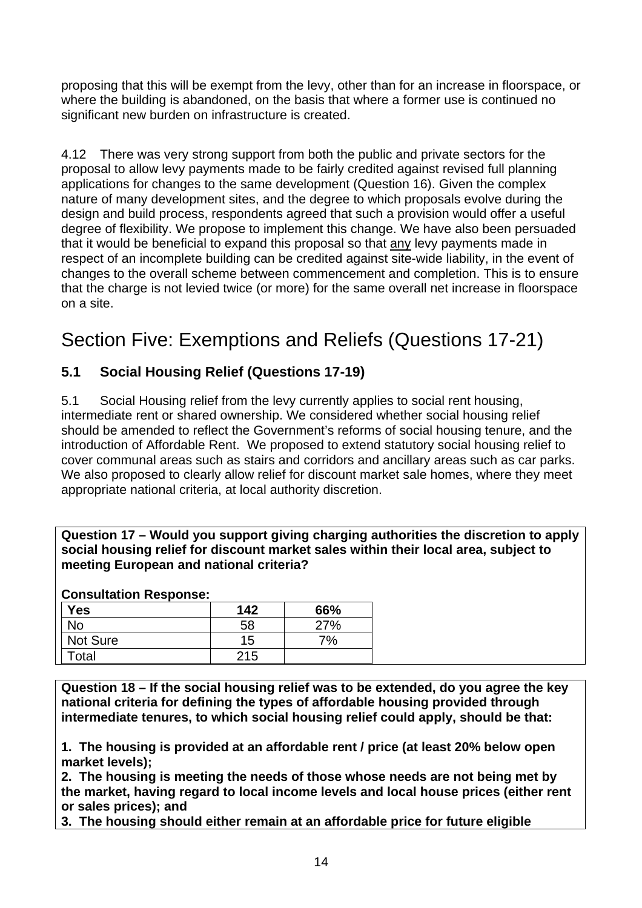proposing that this will be exempt from the levy, other than for an increase in floorspace, or where the building is abandoned, on the basis that where a former use is continued no significant new burden on infrastructure is created.

4.12 There was very strong support from both the public and private sectors for the proposal to allow levy payments made to be fairly credited against revised full planning applications for changes to the same development (Question 16). Given the complex nature of many development sites, and the degree to which proposals evolve during the design and build process, respondents agreed that such a provision would offer a useful degree of flexibility. We propose to implement this change. We have also been persuaded that it would be beneficial to expand this proposal so that any levy payments made in respect of an incomplete building can be credited against site-wide liability, in the event of changes to the overall scheme between commencement and completion. This is to ensure that the charge is not levied twice (or more) for the same overall net increase in floorspace on a site.

# Section Five: Exemptions and Reliefs (Questions 17-21)

## 5.1 Social Housing Relief (Questions 17-19)

5.1 Social Housing relief from the levy currently applies to social rent housing, intermediate rent or shared ownership. We considered whether social housing relief should be amended to reflect the Government's reforms of social housing tenure, and the introduction of Affordable Rent. We proposed to extend statutory social housing relief to cover communal areas such as stairs and corridors and ancillary areas such as car parks. We also proposed to clearly allow relief for discount market sale homes, where they meet appropriate national criteria, at local authority discretion.

**Question 17 – Would you support giving charging authorities the discretion to apply social housing relief for discount market sales within their local area, subject to meeting European and national criteria?**

**Consultation Response:**

| **Yes** | **142** | **66%** |
|---|---|---|
| No | 58 | 27% |
| Not Sure | 15 | 7% |
| Total | 215 | |

**Question 18 – If the social housing relief was to be extended, do you agree the key national criteria for defining the types of affordable housing provided through intermediate tenures, to which social housing relief could apply, should be that:**

**1. The housing is provided at an affordable rent / price (at least 20% below open market levels);**
**2. The housing is meeting the needs of those whose needs are not being met by the market, having regard to local income levels and local house prices (either rent or sales prices); and**
**3. The housing should either remain at an affordable price for future eligible**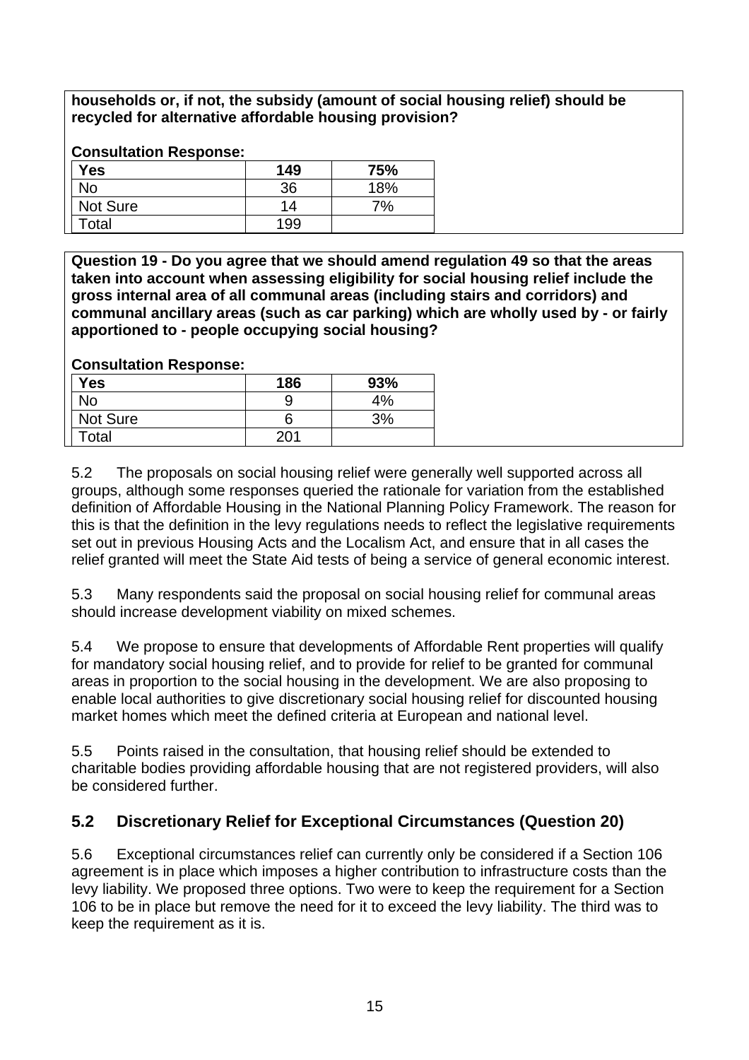**households or, if not, the subsidy (amount of social housing relief) should be recycled for alternative affordable housing provision?**

**Consultation Response:**

| Yes | 149 | 75% |
|---|---|---|
| No | 36 | 18% |
| Not Sure | 14 | 7% |
| Total | 199 | |

**Question 19 - Do you agree that we should amend regulation 49 so that the areas taken into account when assessing eligibility for social housing relief include the gross internal area of all communal areas (including stairs and corridors) and communal ancillary areas (such as car parking) which are wholly used by - or fairly apportioned to - people occupying social housing?**

**Consultation Response:**

| Yes | 186 | 93% |
|---|---|---|
| No | 9 | 4% |
| Not Sure | 6 | 3% |
| Total | 201 | |

5.2 The proposals on social housing relief were generally well supported across all groups, although some responses queried the rationale for variation from the established definition of Affordable Housing in the National Planning Policy Framework. The reason for this is that the definition in the levy regulations needs to reflect the legislative requirements set out in previous Housing Acts and the Localism Act, and ensure that in all cases the relief granted will meet the State Aid tests of being a service of general economic interest.

5.3 Many respondents said the proposal on social housing relief for communal areas should increase development viability on mixed schemes.

5.4 We propose to ensure that developments of Affordable Rent properties will qualify for mandatory social housing relief, and to provide for relief to be granted for communal areas in proportion to the social housing in the development. We are also proposing to enable local authorities to give discretionary social housing relief for discounted housing market homes which meet the defined criteria at European and national level.

5.5 Points raised in the consultation, that housing relief should be extended to charitable bodies providing affordable housing that are not registered providers, will also be considered further.

## 5.2 Discretionary Relief for Exceptional Circumstances (Question 20)

5.6 Exceptional circumstances relief can currently only be considered if a Section 106 agreement is in place which imposes a higher contribution to infrastructure costs than the levy liability. We proposed three options. Two were to keep the requirement for a Section 106 to be in place but remove the need for it to exceed the levy liability. The third was to keep the requirement as it is.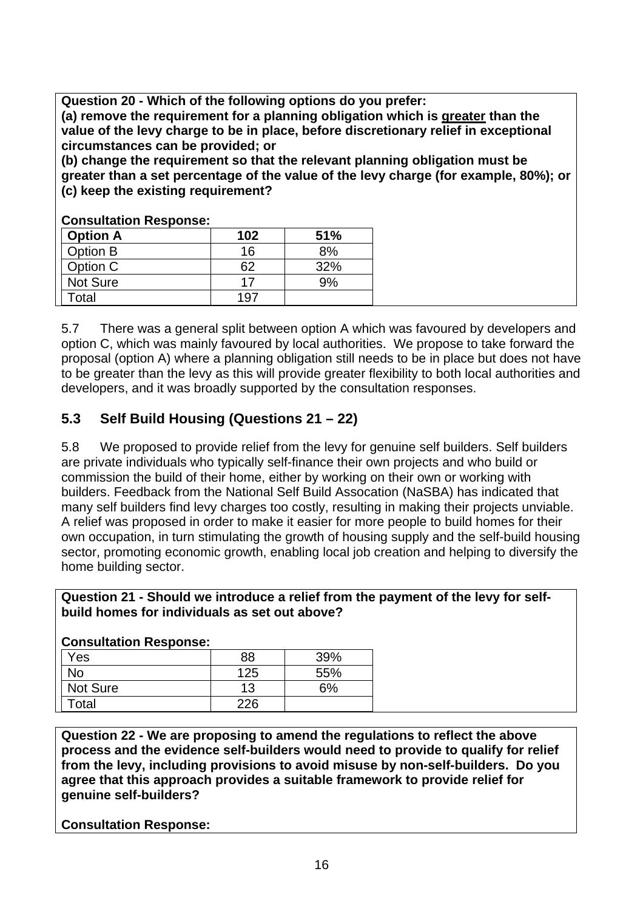**Question 20 - Which of the following options do you prefer:**
**(a) remove the requirement for a planning obligation which is <u>greater</u> than the value of the levy charge to be in place, before discretionary relief in exceptional circumstances can be provided; or**
**(b) change the requirement so that the relevant planning obligation must be greater than a set percentage of the value of the levy charge (for example, 80%); or**
**(c) keep the existing requirement?**

**Consultation Response:**

| **Option A** | **102** | **51%** |
|---|---|---|
| Option B | 16 | 8% |
| Option C | 62 | 32% |
| Not Sure | 17 | 9% |
| Total | 197 | |

5.7 There was a general split between option A which was favoured by developers and option C, which was mainly favoured by local authorities. We propose to take forward the proposal (option A) where a planning obligation still needs to be in place but does not have to be greater than the levy as this will provide greater flexibility to both local authorities and developers, and it was broadly supported by the consultation responses.

## 5.3 Self Build Housing (Questions 21 – 22)

5.8 We proposed to provide relief from the levy for genuine self builders. Self builders are private individuals who typically self-finance their own projects and who build or commission the build of their home, either by working on their own or working with builders. Feedback from the National Self Build Assocation (NaSBA) has indicated that many self builders find levy charges too costly, resulting in making their projects unviable. A relief was proposed in order to make it easier for more people to build homes for their own occupation, in turn stimulating the growth of housing supply and the self-build housing sector, promoting economic growth, enabling local job creation and helping to diversify the home building sector.

**Question 21 - Should we introduce a relief from the payment of the levy for self-build homes for individuals as set out above?**

**Consultation Response:**

| Yes | 88 | 39% |
|---|---|---|
| No | 125 | 55% |
| Not Sure | 13 | 6% |
| Total | 226 | |

**Question 22 - We are proposing to amend the regulations to reflect the above process and the evidence self-builders would need to provide to qualify for relief from the levy, including provisions to avoid misuse by non-self-builders. Do you agree that this approach provides a suitable framework to provide relief for genuine self-builders?**

**Consultation Response:**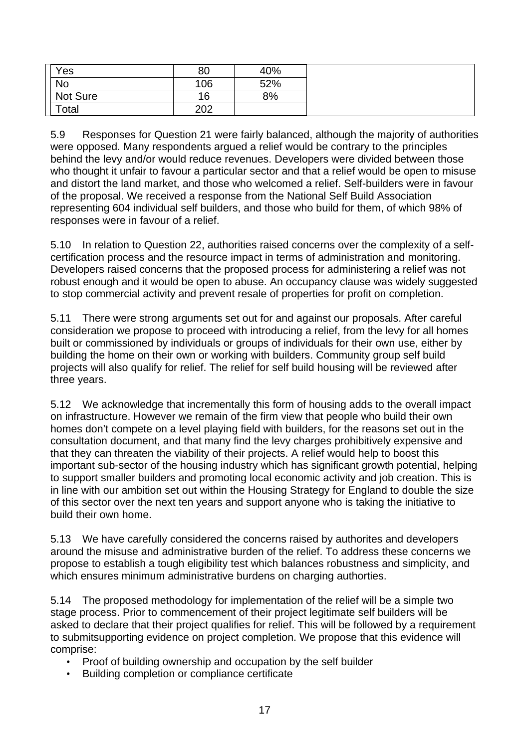| Yes | 80 | 40% |
|---|---|---|
| No | 106 | 52% |
| Not Sure | 16 | 8% |
| Total | 202 | |

5.9 Responses for Question 21 were fairly balanced, although the majority of authorities were opposed. Many respondents argued a relief would be contrary to the principles behind the levy and/or would reduce revenues. Developers were divided between those who thought it unfair to favour a particular sector and that a relief would be open to misuse and distort the land market, and those who welcomed a relief. Self-builders were in favour of the proposal. We received a response from the National Self Build Association representing 604 individual self builders, and those who build for them, of which 98% of responses were in favour of a relief.

5.10 In relation to Question 22, authorities raised concerns over the complexity of a self-certification process and the resource impact in terms of administration and monitoring. Developers raised concerns that the proposed process for administering a relief was not robust enough and it would be open to abuse. An occupancy clause was widely suggested to stop commercial activity and prevent resale of properties for profit on completion.

5.11 There were strong arguments set out for and against our proposals. After careful consideration we propose to proceed with introducing a relief, from the levy for all homes built or commissioned by individuals or groups of individuals for their own use, either by building the home on their own or working with builders. Community group self build projects will also qualify for relief. The relief for self build housing will be reviewed after three years.

5.12 We acknowledge that incrementally this form of housing adds to the overall impact on infrastructure. However we remain of the firm view that people who build their own homes don't compete on a level playing field with builders, for the reasons set out in the consultation document, and that many find the levy charges prohibitively expensive and that they can threaten the viability of their projects. A relief would help to boost this important sub-sector of the housing industry which has significant growth potential, helping to support smaller builders and promoting local economic activity and job creation. This is in line with our ambition set out within the Housing Strategy for England to double the size of this sector over the next ten years and support anyone who is taking the initiative to build their own home.

5.13 We have carefully considered the concerns raised by authorites and developers around the misuse and administrative burden of the relief. To address these concerns we propose to establish a tough eligibility test which balances robustness and simplicity, and which ensures minimum administrative burdens on charging authorties.

5.14 The proposed methodology for implementation of the relief will be a simple two stage process. Prior to commencement of their project legitimate self builders will be asked to declare that their project qualifies for relief. This will be followed by a requirement to submitsupporting evidence on project completion. We propose that this evidence will comprise:

- Proof of building ownership and occupation by the self builder
- Building completion or compliance certificate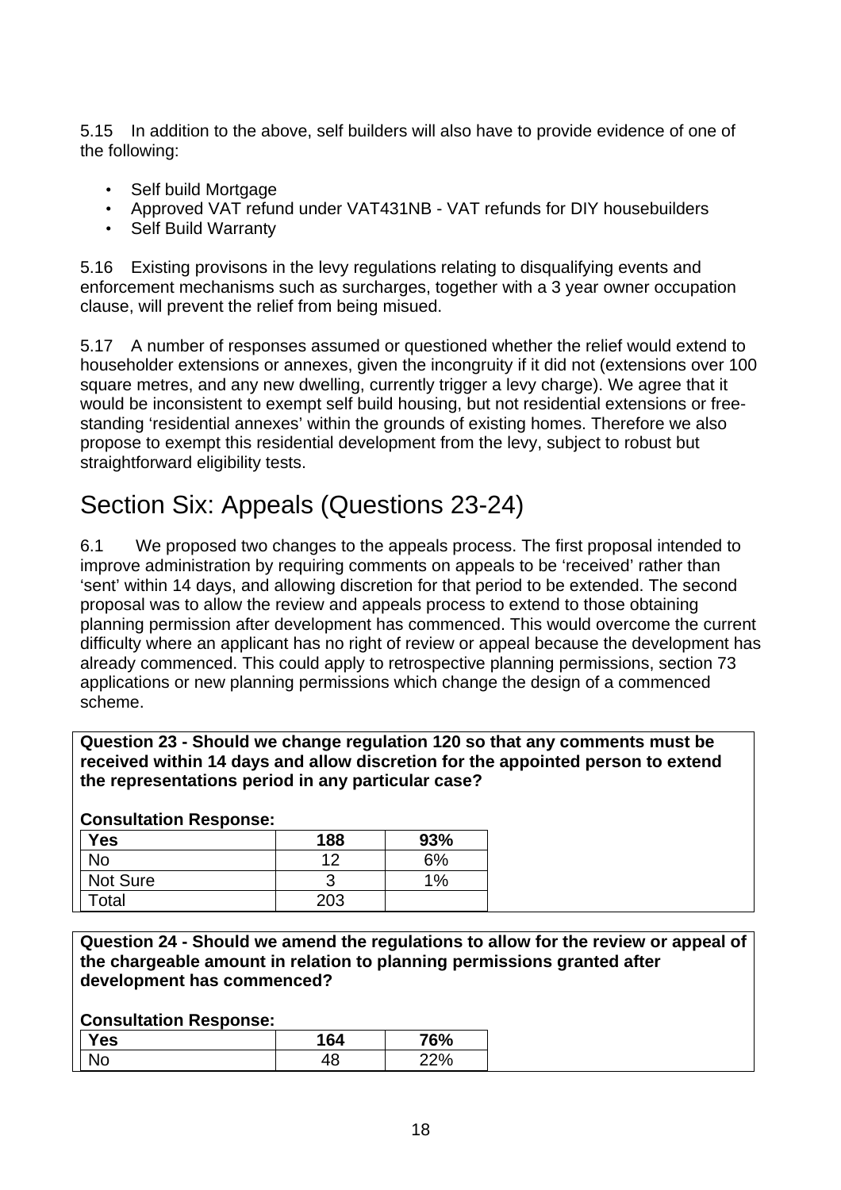5.15 In addition to the above, self builders will also have to provide evidence of one of the following:

- Self build Mortgage
- Approved VAT refund under VAT431NB - VAT refunds for DIY housebuilders
- Self Build Warranty

5.16 Existing provisons in the levy regulations relating to disqualifying events and enforcement mechanisms such as surcharges, together with a 3 year owner occupation clause, will prevent the relief from being misued.

5.17 A number of responses assumed or questioned whether the relief would extend to householder extensions or annexes, given the incongruity if it did not (extensions over 100 square metres, and any new dwelling, currently trigger a levy charge). We agree that it would be inconsistent to exempt self build housing, but not residential extensions or free-standing 'residential annexes' within the grounds of existing homes. Therefore we also propose to exempt this residential development from the levy, subject to robust but straightforward eligibility tests.

# Section Six: Appeals (Questions 23-24)

6.1 We proposed two changes to the appeals process. The first proposal intended to improve administration by requiring comments on appeals to be 'received' rather than 'sent' within 14 days, and allowing discretion for that period to be extended. The second proposal was to allow the review and appeals process to extend to those obtaining planning permission after development has commenced. This would overcome the current difficulty where an applicant has no right of review or appeal because the development has already commenced. This could apply to retrospective planning permissions, section 73 applications or new planning permissions which change the design of a commenced scheme.

**Question 23 - Should we change regulation 120 so that any comments must be received within 14 days and allow discretion for the appointed person to extend the representations period in any particular case?**

**Consultation Response:**

| **Yes** | **188** | **93%** |
|---|---|---|
| No | 12 | 6% |
| Not Sure | 3 | 1% |
| Total | 203 | |

**Question 24 - Should we amend the regulations to allow for the review or appeal of the chargeable amount in relation to planning permissions granted after development has commenced?**

**Consultation Response:**

| **Yes** | **164** | **76%** |
|---|---|---|
| No | 48 | 22% |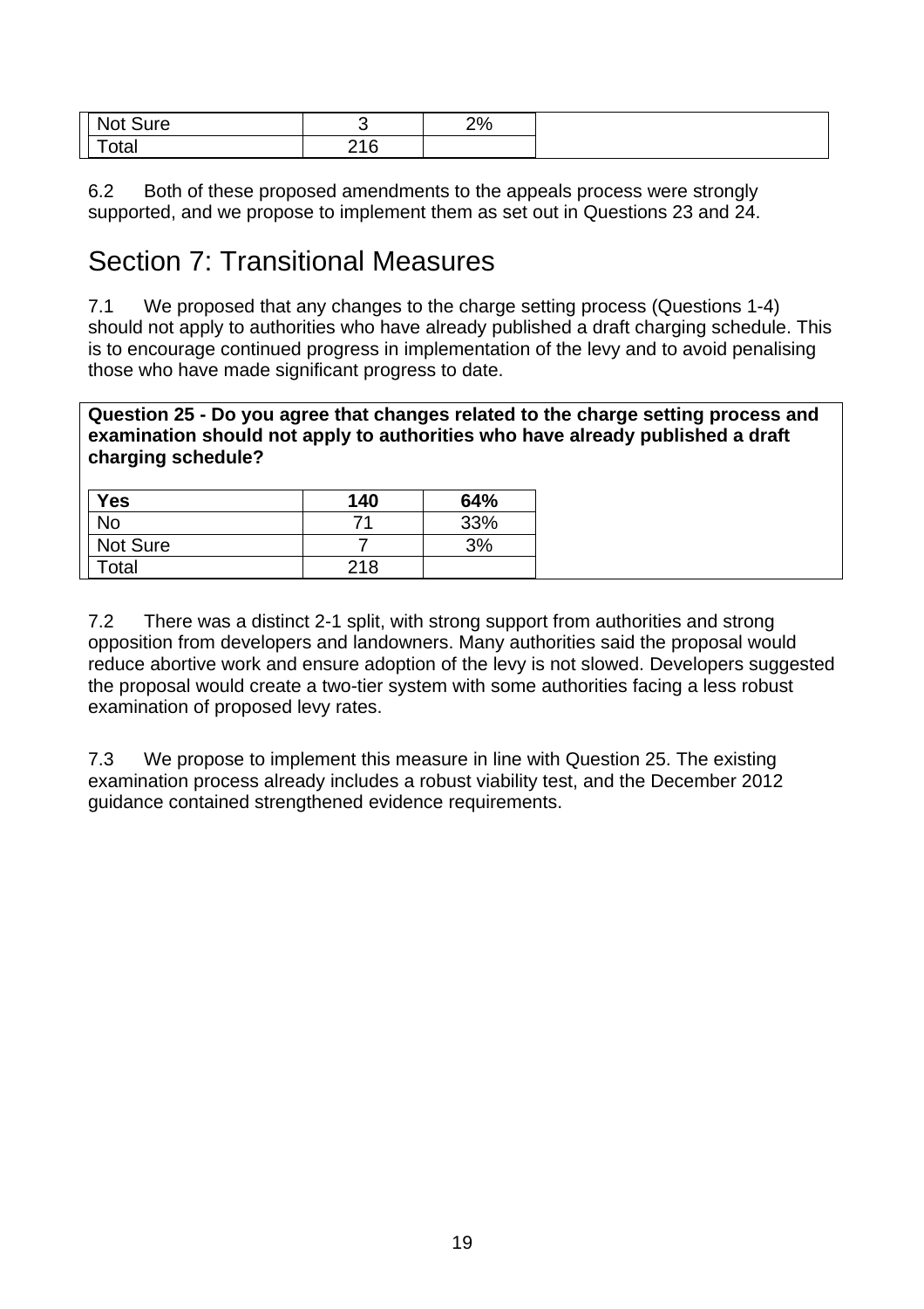| | | |
|---|---|---|
| Not Sure | 3 | 2% |
| Total | 216 | |

6.2 Both of these proposed amendments to the appeals process were strongly supported, and we propose to implement them as set out in Questions 23 and 24.

## Section 7: Transitional Measures

7.1 We proposed that any changes to the charge setting process (Questions 1-4) should not apply to authorities who have already published a draft charging schedule. This is to encourage continued progress in implementation of the levy and to avoid penalising those who have made significant progress to date.

**Question 25 - Do you agree that changes related to the charge setting process and examination should not apply to authorities who have already published a draft charging schedule?**

| **Yes** | **140** | **64%** |
|---|---|---|
| No | 71 | 33% |
| Not Sure | 7 | 3% |
| Total | 218 | |

7.2 There was a distinct 2-1 split, with strong support from authorities and strong opposition from developers and landowners. Many authorities said the proposal would reduce abortive work and ensure adoption of the levy is not slowed. Developers suggested the proposal would create a two-tier system with some authorities facing a less robust examination of proposed levy rates.

7.3 We propose to implement this measure in line with Question 25. The existing examination process already includes a robust viability test, and the December 2012 guidance contained strengthened evidence requirements.